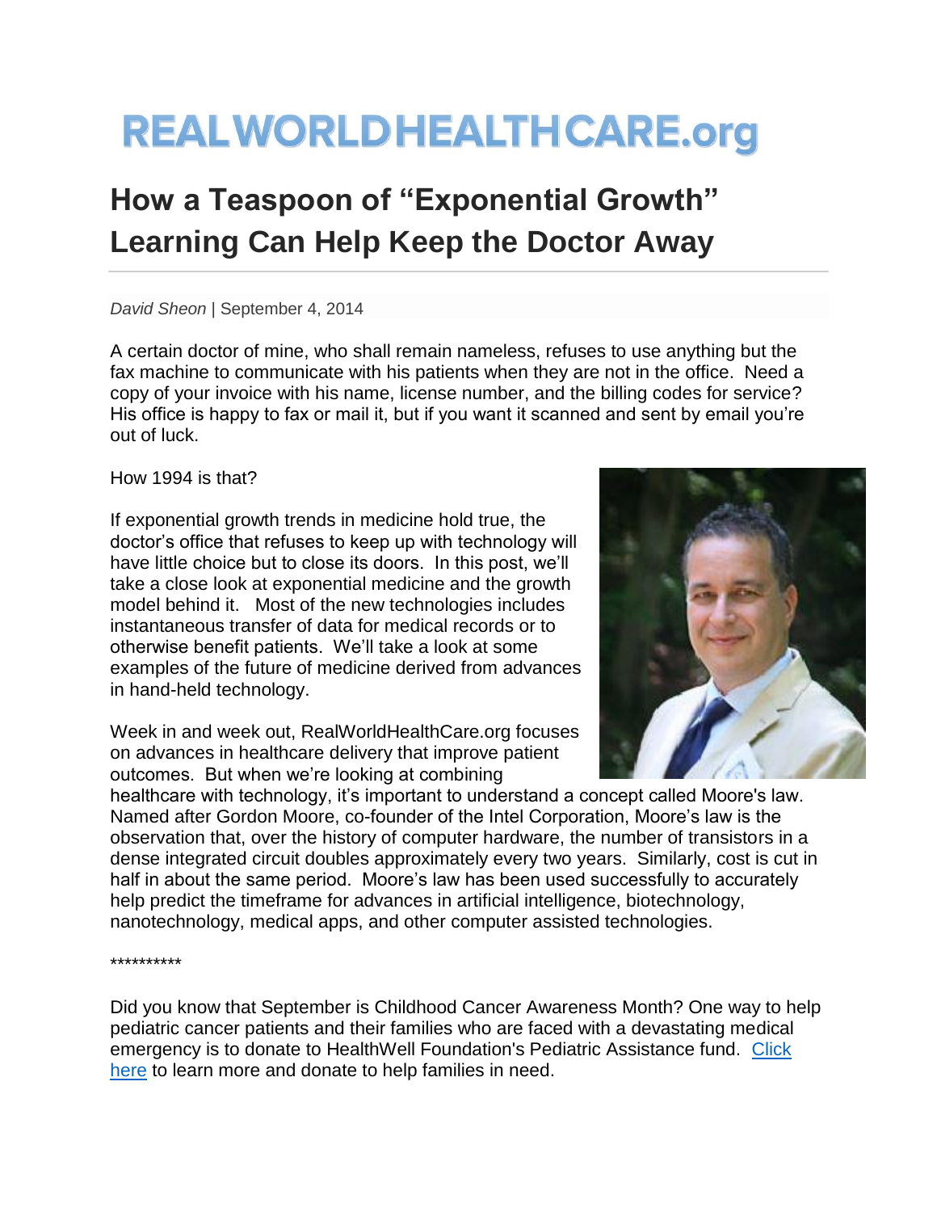# REALWORLDHEALTHCARE.org

## How a Teaspoon of "Exponential Growth" Learning Can Help Keep the Doctor Away

*David Sheon* | September 4, 2014

A certain doctor of mine, who shall remain nameless, refuses to use anything but the fax machine to communicate with his patients when they are not in the office. Need a copy of your invoice with his name, license number, and the billing codes for service? His office is happy to fax or mail it, but if you want it scanned and sent by email you're out of luck.

How 1994 is that?

If exponential growth trends in medicine hold true, the doctor's office that refuses to keep up with technology will have little choice but to close its doors. In this post, we'll take a close look at exponential medicine and the growth model behind it. Most of the new technologies includes instantaneous transfer of data for medical records or to otherwise benefit patients. We'll take a look at some examples of the future of medicine derived from advances in hand-held technology.

Week in and week out, RealWorldHealthCare.org focuses on advances in healthcare delivery that improve patient outcomes. But when we're looking at combining healthcare with technology, it's important to understand a concept called Moore's law. Named after Gordon Moore, co-founder of the Intel Corporation, Moore's law is the observation that, over the history of computer hardware, the number of transistors in a dense integrated circuit doubles approximately every two years. Similarly, cost is cut in half in about the same period. Moore's law has been used successfully to accurately help predict the timeframe for advances in artificial intelligence, biotechnology, nanotechnology, medical apps, and other computer assisted technologies.

**********

Did you know that September is Childhood Cancer Awareness Month? One way to help pediatric cancer patients and their families who are faced with a devastating medical emergency is to donate to HealthWell Foundation's Pediatric Assistance fund. [Click here] to learn more and donate to help families in need.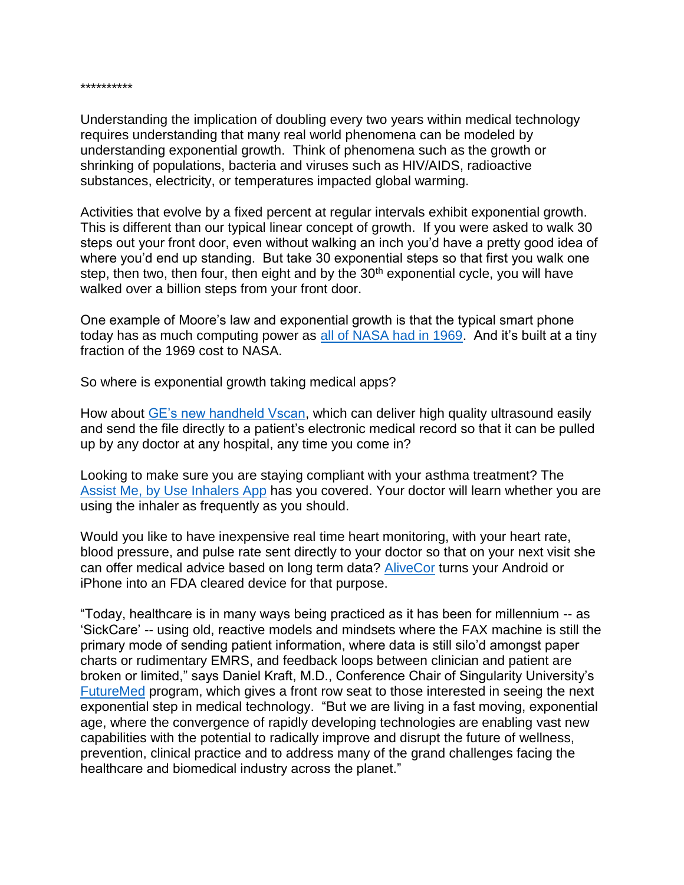**********

Understanding the implication of doubling every two years within medical technology requires understanding that many real world phenomena can be modeled by understanding exponential growth. Think of phenomena such as the growth or shrinking of populations, bacteria and viruses such as HIV/AIDS, radioactive substances, electricity, or temperatures impacted global warming.

Activities that evolve by a fixed percent at regular intervals exhibit exponential growth. This is different than our typical linear concept of growth. If you were asked to walk 30 steps out your front door, even without walking an inch you'd have a pretty good idea of where you'd end up standing. But take 30 exponential steps so that first you walk one step, then two, then four, then eight and by the 30th exponential cycle, you will have walked over a billion steps from your front door.

One example of Moore's law and exponential growth is that the typical smart phone today has as much computing power as [all of NASA had in 1969](). And it's built at a tiny fraction of the 1969 cost to NASA.

So where is exponential growth taking medical apps?

How about [GE's new handheld Vscan](), which can deliver high quality ultrasound easily and send the file directly to a patient's electronic medical record so that it can be pulled up by any doctor at any hospital, any time you come in?

Looking to make sure you are staying compliant with your asthma treatment? The [Assist Me, by Use Inhalers App]() has you covered. Your doctor will learn whether you are using the inhaler as frequently as you should.

Would you like to have inexpensive real time heart monitoring, with your heart rate, blood pressure, and pulse rate sent directly to your doctor so that on your next visit she can offer medical advice based on long term data? [AliveCor]() turns your Android or iPhone into an FDA cleared device for that purpose.

"Today, healthcare is in many ways being practiced as it has been for millennium -- as 'SickCare' -- using old, reactive models and mindsets where the FAX machine is still the primary mode of sending patient information, where data is still silo'd amongst paper charts or rudimentary EMRS, and feedback loops between clinician and patient are broken or limited," says Daniel Kraft, M.D., Conference Chair of Singularity University's [FutureMed]() program, which gives a front row seat to those interested in seeing the next exponential step in medical technology. "But we are living in a fast moving, exponential age, where the convergence of rapidly developing technologies are enabling vast new capabilities with the potential to radically improve and disrupt the future of wellness, prevention, clinical practice and to address many of the grand challenges facing the healthcare and biomedical industry across the planet."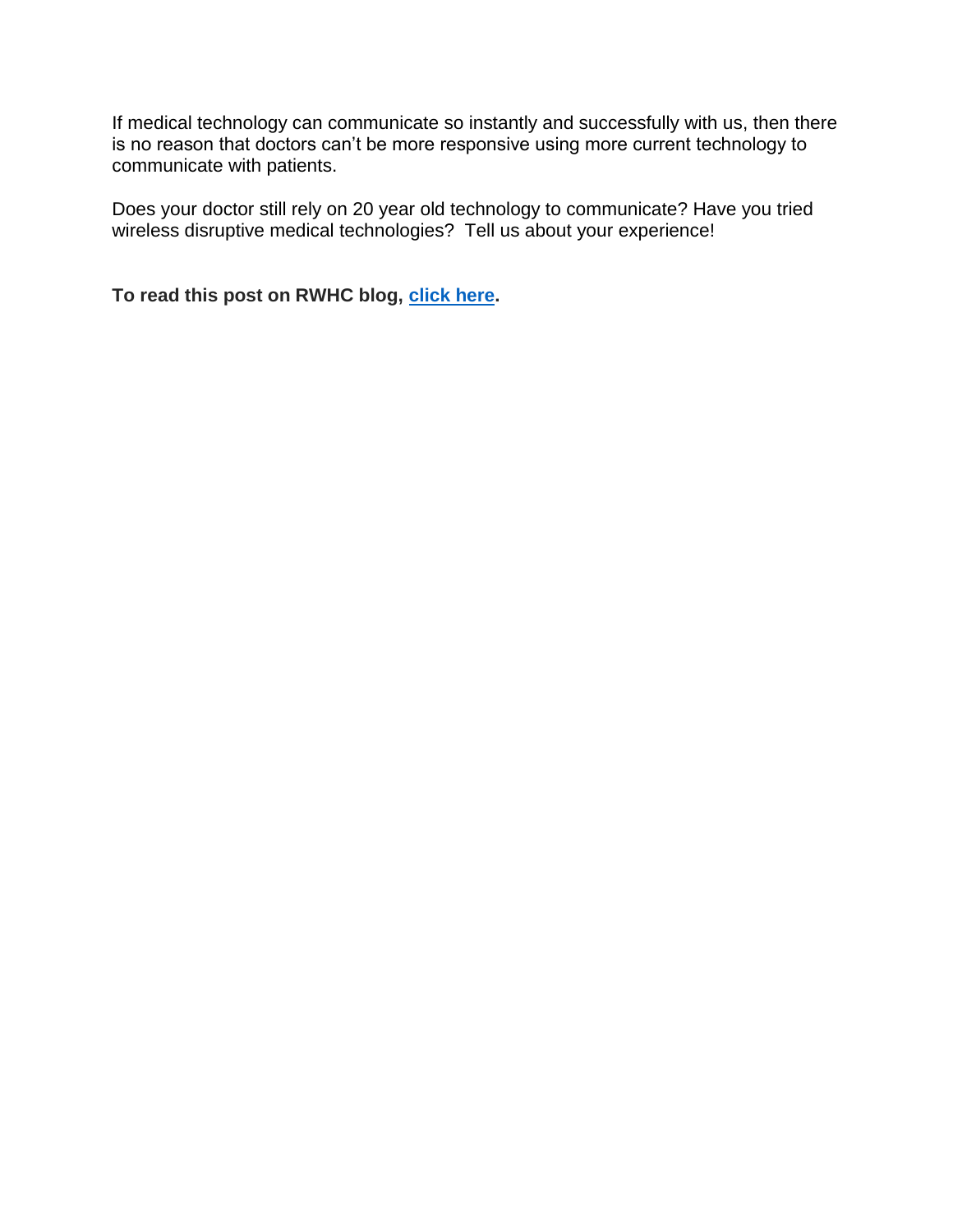If medical technology can communicate so instantly and successfully with us, then there is no reason that doctors can't be more responsive using more current technology to communicate with patients.

Does your doctor still rely on 20 year old technology to communicate? Have you tried wireless disruptive medical technologies? Tell us about your experience!

**To read this post on RWHC blog, click here.**